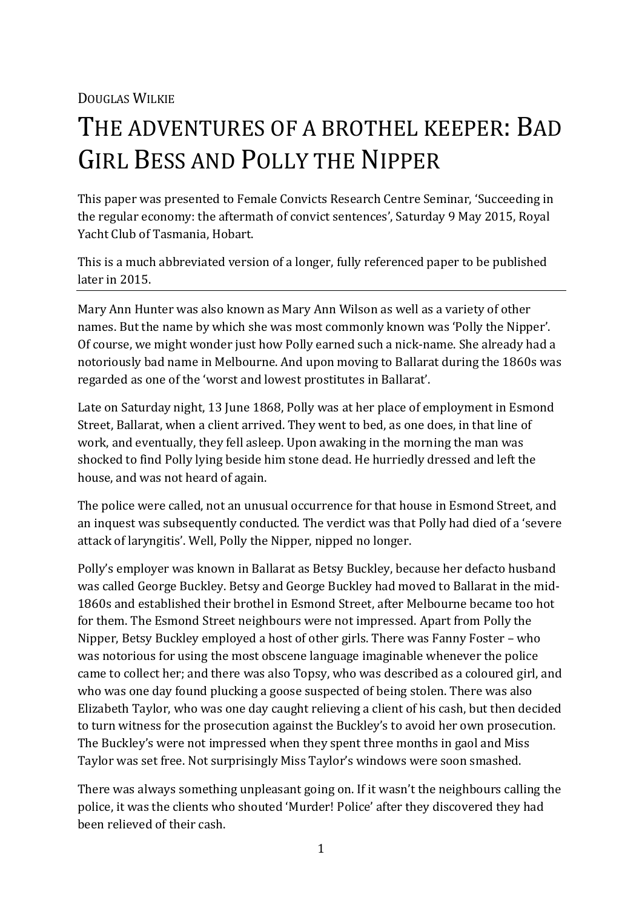Douglas Wilkie

# The adventures of a brothel keeper: Bad Girl Bess and Polly the Nipper

This paper was presented to Female Convicts Research Centre Seminar, 'Succeeding in the regular economy: the aftermath of convict sentences', Saturday 9 May 2015, Royal Yacht Club of Tasmania, Hobart.

This is a much abbreviated version of a longer, fully referenced paper to be published later in 2015.

---

Mary Ann Hunter was also known as Mary Ann Wilson as well as a variety of other names. But the name by which she was most commonly known was 'Polly the Nipper'. Of course, we might wonder just how Polly earned such a nick-name. She already had a notoriously bad name in Melbourne. And upon moving to Ballarat during the 1860s was regarded as one of the 'worst and lowest prostitutes in Ballarat'.

Late on Saturday night, 13 June 1868, Polly was at her place of employment in Esmond Street, Ballarat, when a client arrived. They went to bed, as one does, in that line of work, and eventually, they fell asleep. Upon awaking in the morning the man was shocked to find Polly lying beside him stone dead. He hurriedly dressed and left the house, and was not heard of again.

The police were called, not an unusual occurrence for that house in Esmond Street, and an inquest was subsequently conducted. The verdict was that Polly had died of a 'severe attack of laryngitis'. Well, Polly the Nipper, nipped no longer.

Polly's employer was known in Ballarat as Betsy Buckley, because her defacto husband was called George Buckley. Betsy and George Buckley had moved to Ballarat in the mid-1860s and established their brothel in Esmond Street, after Melbourne became too hot for them. The Esmond Street neighbours were not impressed. Apart from Polly the Nipper, Betsy Buckley employed a host of other girls. There was Fanny Foster – who was notorious for using the most obscene language imaginable whenever the police came to collect her; and there was also Topsy, who was described as a coloured girl, and who was one day found plucking a goose suspected of being stolen. There was also Elizabeth Taylor, who was one day caught relieving a client of his cash, but then decided to turn witness for the prosecution against the Buckley's to avoid her own prosecution. The Buckley's were not impressed when they spent three months in gaol and Miss Taylor was set free. Not surprisingly Miss Taylor's windows were soon smashed.

There was always something unpleasant going on. If it wasn't the neighbours calling the police, it was the clients who shouted 'Murder! Police' after they discovered they had been relieved of their cash.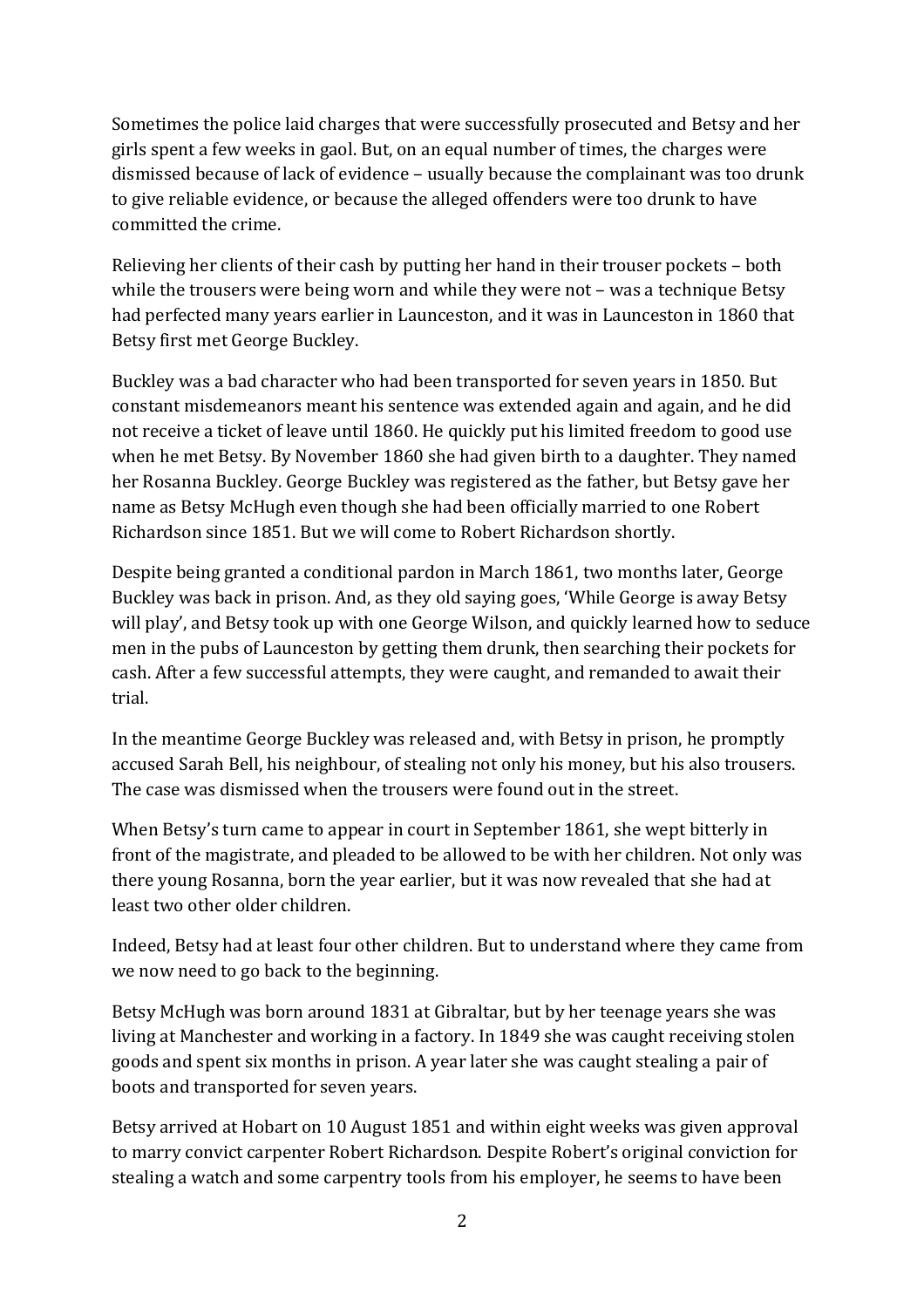Sometimes the police laid charges that were successfully prosecuted and Betsy and her girls spent a few weeks in gaol. But, on an equal number of times, the charges were dismissed because of lack of evidence – usually because the complainant was too drunk to give reliable evidence, or because the alleged offenders were too drunk to have committed the crime.

Relieving her clients of their cash by putting her hand in their trouser pockets – both while the trousers were being worn and while they were not – was a technique Betsy had perfected many years earlier in Launceston, and it was in Launceston in 1860 that Betsy first met George Buckley.

Buckley was a bad character who had been transported for seven years in 1850. But constant misdemeanors meant his sentence was extended again and again, and he did not receive a ticket of leave until 1860. He quickly put his limited freedom to good use when he met Betsy. By November 1860 she had given birth to a daughter. They named her Rosanna Buckley. George Buckley was registered as the father, but Betsy gave her name as Betsy McHugh even though she had been officially married to one Robert Richardson since 1851. But we will come to Robert Richardson shortly.

Despite being granted a conditional pardon in March 1861, two months later, George Buckley was back in prison. And, as they old saying goes, 'While George is away Betsy will play', and Betsy took up with one George Wilson, and quickly learned how to seduce men in the pubs of Launceston by getting them drunk, then searching their pockets for cash. After a few successful attempts, they were caught, and remanded to await their trial.

In the meantime George Buckley was released and, with Betsy in prison, he promptly accused Sarah Bell, his neighbour, of stealing not only his money, but his also trousers. The case was dismissed when the trousers were found out in the street.

When Betsy's turn came to appear in court in September 1861, she wept bitterly in front of the magistrate, and pleaded to be allowed to be with her children. Not only was there young Rosanna, born the year earlier, but it was now revealed that she had at least two other older children.

Indeed, Betsy had at least four other children. But to understand where they came from we now need to go back to the beginning.

Betsy McHugh was born around 1831 at Gibraltar, but by her teenage years she was living at Manchester and working in a factory. In 1849 she was caught receiving stolen goods and spent six months in prison. A year later she was caught stealing a pair of boots and transported for seven years.

Betsy arrived at Hobart on 10 August 1851 and within eight weeks was given approval to marry convict carpenter Robert Richardson. Despite Robert's original conviction for stealing a watch and some carpentry tools from his employer, he seems to have been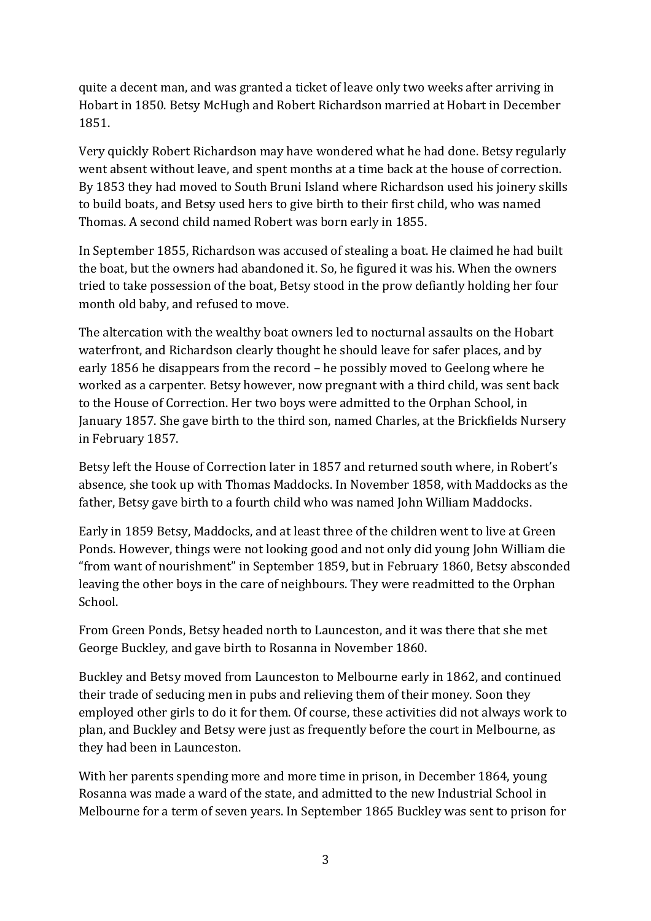quite a decent man, and was granted a ticket of leave only two weeks after arriving in Hobart in 1850. Betsy McHugh and Robert Richardson married at Hobart in December 1851.

Very quickly Robert Richardson may have wondered what he had done. Betsy regularly went absent without leave, and spent months at a time back at the house of correction. By 1853 they had moved to South Bruni Island where Richardson used his joinery skills to build boats, and Betsy used hers to give birth to their first child, who was named Thomas. A second child named Robert was born early in 1855.

In September 1855, Richardson was accused of stealing a boat. He claimed he had built the boat, but the owners had abandoned it. So, he figured it was his. When the owners tried to take possession of the boat, Betsy stood in the prow defiantly holding her four month old baby, and refused to move.

The altercation with the wealthy boat owners led to nocturnal assaults on the Hobart waterfront, and Richardson clearly thought he should leave for safer places, and by early 1856 he disappears from the record – he possibly moved to Geelong where he worked as a carpenter. Betsy however, now pregnant with a third child, was sent back to the House of Correction. Her two boys were admitted to the Orphan School, in January 1857. She gave birth to the third son, named Charles, at the Brickfields Nursery in February 1857.

Betsy left the House of Correction later in 1857 and returned south where, in Robert's absence, she took up with Thomas Maddocks. In November 1858, with Maddocks as the father, Betsy gave birth to a fourth child who was named John William Maddocks.

Early in 1859 Betsy, Maddocks, and at least three of the children went to live at Green Ponds. However, things were not looking good and not only did young John William die "from want of nourishment" in September 1859, but in February 1860, Betsy absconded leaving the other boys in the care of neighbours. They were readmitted to the Orphan School.

From Green Ponds, Betsy headed north to Launceston, and it was there that she met George Buckley, and gave birth to Rosanna in November 1860.

Buckley and Betsy moved from Launceston to Melbourne early in 1862, and continued their trade of seducing men in pubs and relieving them of their money. Soon they employed other girls to do it for them. Of course, these activities did not always work to plan, and Buckley and Betsy were just as frequently before the court in Melbourne, as they had been in Launceston.

With her parents spending more and more time in prison, in December 1864, young Rosanna was made a ward of the state, and admitted to the new Industrial School in Melbourne for a term of seven years. In September 1865 Buckley was sent to prison for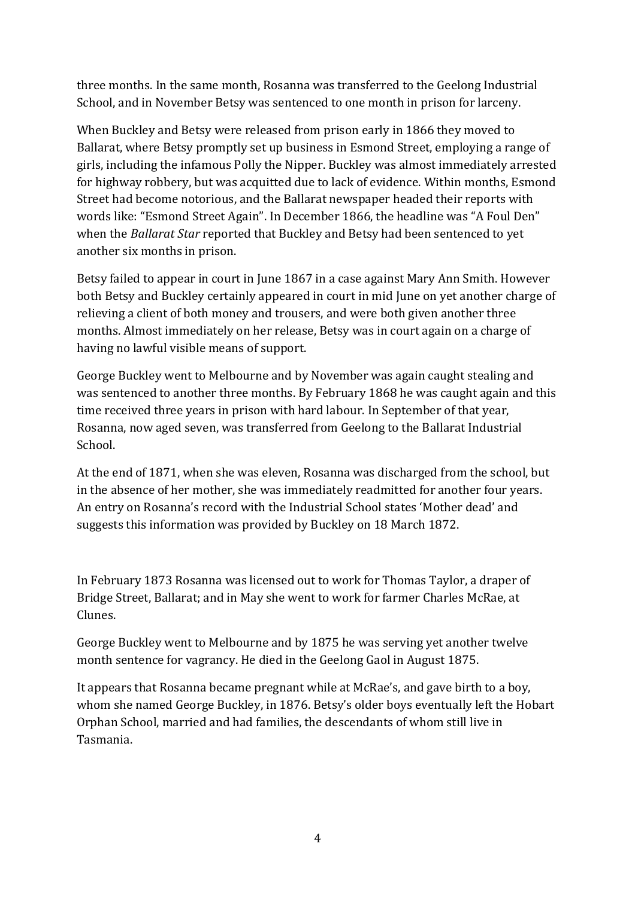three months. In the same month, Rosanna was transferred to the Geelong Industrial School, and in November Betsy was sentenced to one month in prison for larceny.

When Buckley and Betsy were released from prison early in 1866 they moved to Ballarat, where Betsy promptly set up business in Esmond Street, employing a range of girls, including the infamous Polly the Nipper. Buckley was almost immediately arrested for highway robbery, but was acquitted due to lack of evidence. Within months, Esmond Street had become notorious, and the Ballarat newspaper headed their reports with words like: "Esmond Street Again". In December 1866, the headline was "A Foul Den" when the *Ballarat Star* reported that Buckley and Betsy had been sentenced to yet another six months in prison.

Betsy failed to appear in court in June 1867 in a case against Mary Ann Smith. However both Betsy and Buckley certainly appeared in court in mid June on yet another charge of relieving a client of both money and trousers, and were both given another three months. Almost immediately on her release, Betsy was in court again on a charge of having no lawful visible means of support.

George Buckley went to Melbourne and by November was again caught stealing and was sentenced to another three months. By February 1868 he was caught again and this time received three years in prison with hard labour. In September of that year, Rosanna, now aged seven, was transferred from Geelong to the Ballarat Industrial School.

At the end of 1871, when she was eleven, Rosanna was discharged from the school, but in the absence of her mother, she was immediately readmitted for another four years. An entry on Rosanna's record with the Industrial School states 'Mother dead' and suggests this information was provided by Buckley on 18 March 1872.

In February 1873 Rosanna was licensed out to work for Thomas Taylor, a draper of Bridge Street, Ballarat; and in May she went to work for farmer Charles McRae, at Clunes.

George Buckley went to Melbourne and by 1875 he was serving yet another twelve month sentence for vagrancy. He died in the Geelong Gaol in August 1875.

It appears that Rosanna became pregnant while at McRae's, and gave birth to a boy, whom she named George Buckley, in 1876. Betsy's older boys eventually left the Hobart Orphan School, married and had families, the descendants of whom still live in Tasmania.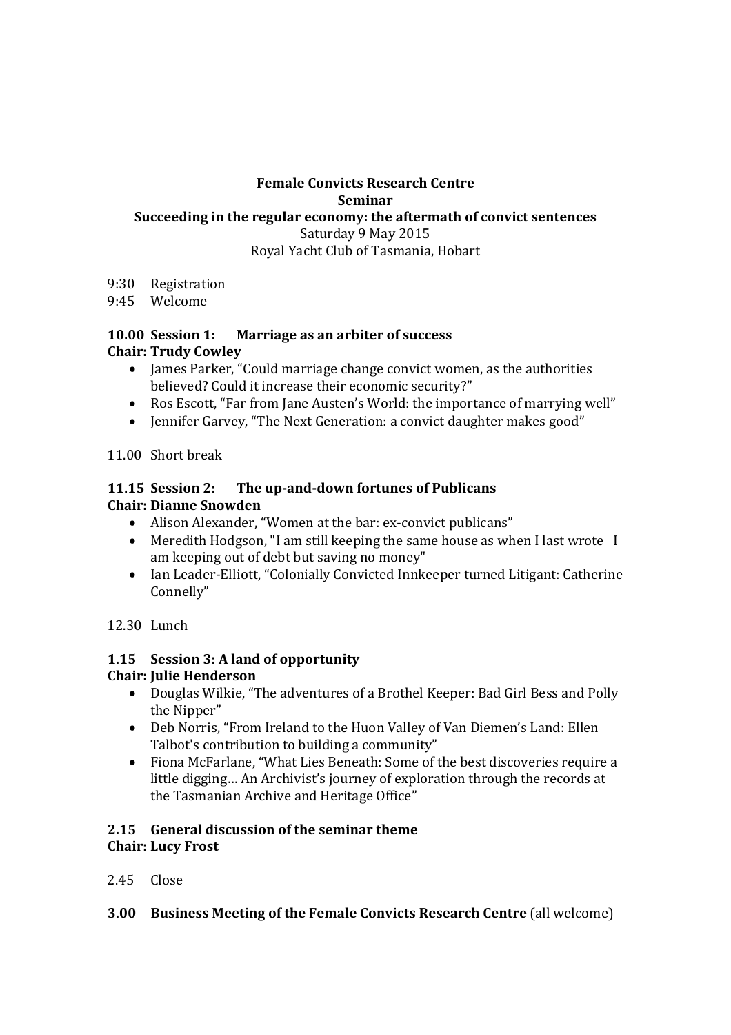**Female Convicts Research Centre**
**Seminar**
**Succeeding in the regular economy: the aftermath of convict sentences**
Saturday 9 May 2015
Royal Yacht Club of Tasmania, Hobart

9:30 Registration
9:45 Welcome

**10.00 Session 1: Marriage as an arbiter of success**
**Chair: Trudy Cowley**

- James Parker, "Could marriage change convict women, as the authorities believed? Could it increase their economic security?"
- Ros Escott, "Far from Jane Austen's World: the importance of marrying well"
- Jennifer Garvey, "The Next Generation: a convict daughter makes good"

11.00 Short break

**11.15 Session 2: The up-and-down fortunes of Publicans**
**Chair: Dianne Snowden**

- Alison Alexander, "Women at the bar: ex-convict publicans"
- Meredith Hodgson, "I am still keeping the same house as when I last wrote I am keeping out of debt but saving no money"
- Ian Leader-Elliott, "Colonially Convicted Innkeeper turned Litigant: Catherine Connelly"

12.30 Lunch

**1.15 Session 3: A land of opportunity**
**Chair: Julie Henderson**

- Douglas Wilkie, "The adventures of a Brothel Keeper: Bad Girl Bess and Polly the Nipper"
- Deb Norris, "From Ireland to the Huon Valley of Van Diemen's Land: Ellen Talbot's contribution to building a community"
- Fiona McFarlane, "What Lies Beneath: Some of the best discoveries require a little digging… An Archivist's journey of exploration through the records at the Tasmanian Archive and Heritage Office"

**2.15 General discussion of the seminar theme**
**Chair: Lucy Frost**

2.45 Close

**3.00 Business Meeting of the Female Convicts Research Centre** (all welcome)